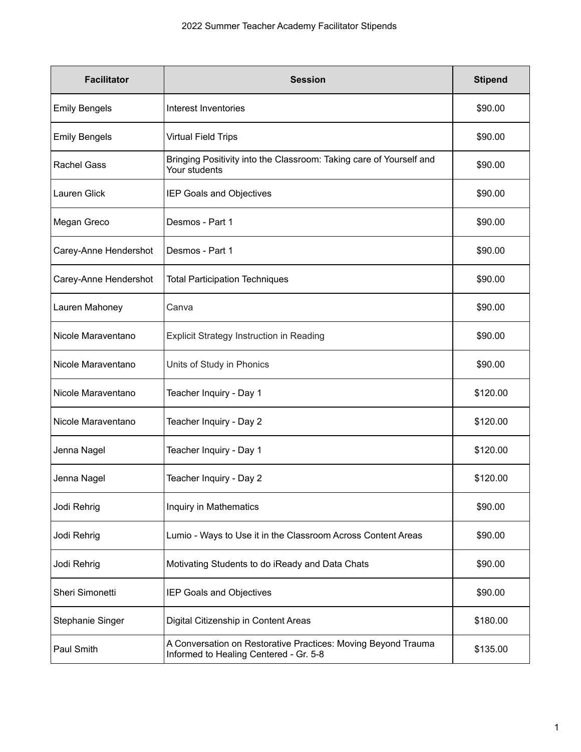2022 Summer Teacher Academy Facilitator Stipends

| Facilitator | Session | Stipend |
|---|---|---|
| Emily Bengels | Interest Inventories | $90.00 |
| Emily Bengels | Virtual Field Trips | $90.00 |
| Rachel Gass | Bringing Positivity into the Classroom: Taking care of Yourself and Your students | $90.00 |
| Lauren Glick | IEP Goals and Objectives | $90.00 |
| Megan Greco | Desmos - Part 1 | $90.00 |
| Carey-Anne Hendershot | Desmos - Part 1 | $90.00 |
| Carey-Anne Hendershot | Total Participation Techniques | $90.00 |
| Lauren Mahoney | Canva | $90.00 |
| Nicole Maraventano | Explicit Strategy Instruction in Reading | $90.00 |
| Nicole Maraventano | Units of Study in Phonics | $90.00 |
| Nicole Maraventano | Teacher Inquiry - Day 1 | $120.00 |
| Nicole Maraventano | Teacher Inquiry - Day 2 | $120.00 |
| Jenna Nagel | Teacher Inquiry - Day 1 | $120.00 |
| Jenna Nagel | Teacher Inquiry - Day 2 | $120.00 |
| Jodi Rehrig | Inquiry in Mathematics | $90.00 |
| Jodi Rehrig | Lumio - Ways to Use it in the Classroom Across Content Areas | $90.00 |
| Jodi Rehrig | Motivating Students to do iReady and Data Chats | $90.00 |
| Sheri Simonetti | IEP Goals and Objectives | $90.00 |
| Stephanie Singer | Digital Citizenship in Content Areas | $180.00 |
| Paul Smith | A Conversation on Restorative Practices: Moving Beyond Trauma Informed to Healing Centered - Gr. 5-8 | $135.00 |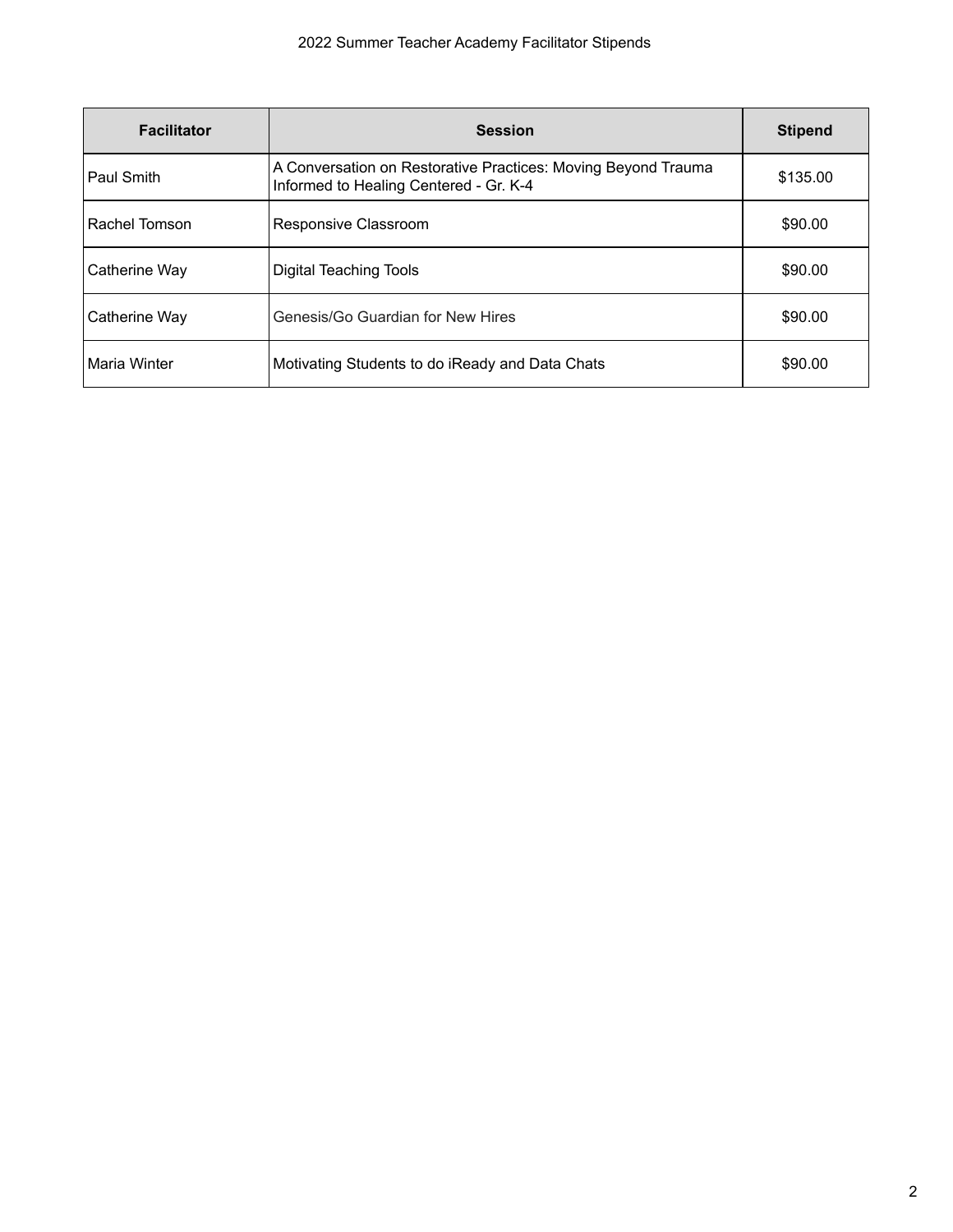2022 Summer Teacher Academy Facilitator Stipends

| Facilitator | Session | Stipend |
|---|---|---|
| Paul Smith | A Conversation on Restorative Practices: Moving Beyond Trauma Informed to Healing Centered - Gr. K-4 | $135.00 |
| Rachel Tomson | Responsive Classroom | $90.00 |
| Catherine Way | Digital Teaching Tools | $90.00 |
| Catherine Way | Genesis/Go Guardian for New Hires | $90.00 |
| Maria Winter | Motivating Students to do iReady and Data Chats | $90.00 |